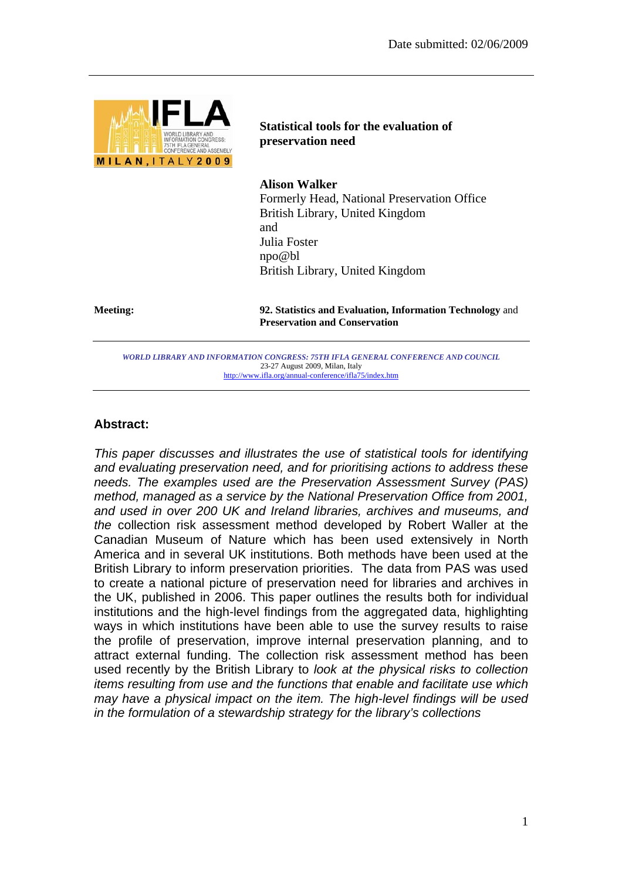Date submitted: 02/06/2009

**Statistical tools for the evaluation of preservation need**

**Alison Walker**
Formerly Head, National Preservation Office
British Library, United Kingdom
and
Julia Foster
npo@bl
British Library, United Kingdom

**Meeting:** **92. Statistics and Evaluation, Information Technology** and **Preservation and Conservation**

*WORLD LIBRARY AND INFORMATION CONGRESS: 75TH IFLA GENERAL CONFERENCE AND COUNCIL*
23-27 August 2009, Milan, Italy
http://www.ifla.org/annual-conference/ifla75/index.htm

## Abstract:

*This paper discusses and illustrates the use of statistical tools for identifying and evaluating preservation need, and for prioritising actions to address these needs. The examples used are the Preservation Assessment Survey (PAS) method, managed as a service by the National Preservation Office from 2001, and used in over 200 UK and Ireland libraries, archives and museums, and the* collection risk assessment method developed by Robert Waller at the Canadian Museum of Nature which has been used extensively in North America and in several UK institutions. Both methods have been used at the British Library to inform preservation priorities. The data from PAS was used to create a national picture of preservation need for libraries and archives in the UK, published in 2006. This paper outlines the results both for individual institutions and the high-level findings from the aggregated data, highlighting ways in which institutions have been able to use the survey results to raise the profile of preservation, improve internal preservation planning, and to attract external funding. The collection risk assessment method has been used recently by the British Library to *look at the physical risks to collection items resulting from use and the functions that enable and facilitate use which may have a physical impact on the item. The high-level findings will be used in the formulation of a stewardship strategy for the library's collections*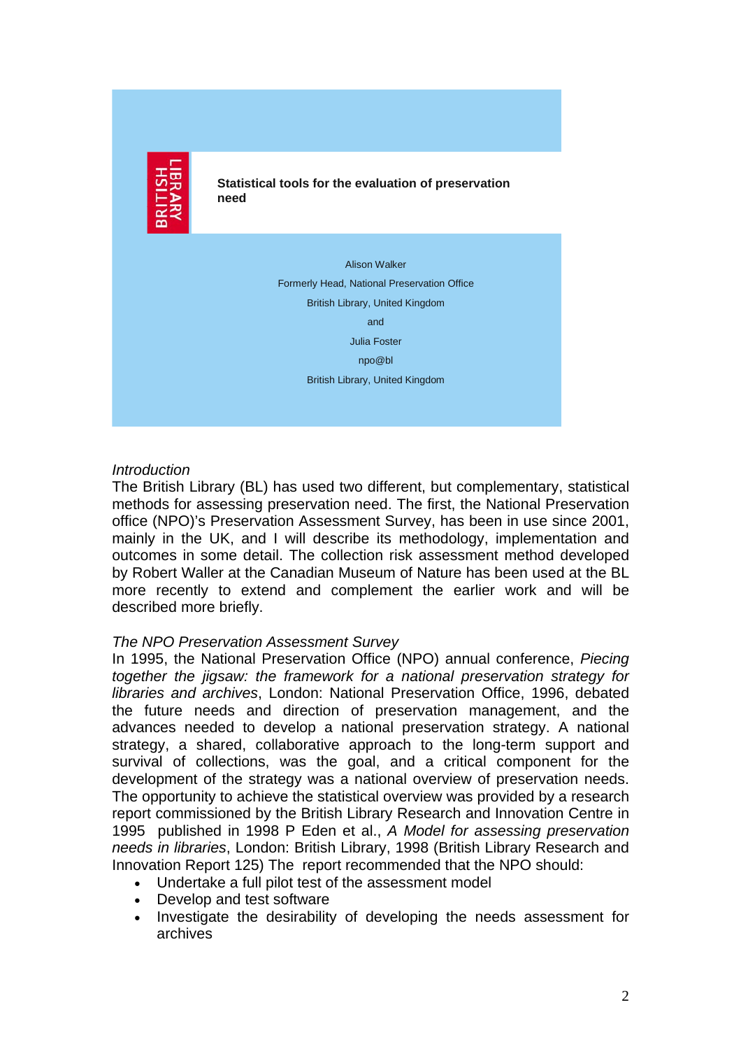BRITISH LIBRARY

**Statistical tools for the evaluation of preservation need**

Alison Walker

Formerly Head, National Preservation Office

British Library, United Kingdom

and

Julia Foster

npo@bl

British Library, United Kingdom

*Introduction*

The British Library (BL) has used two different, but complementary, statistical methods for assessing preservation need. The first, the National Preservation office (NPO)'s Preservation Assessment Survey, has been in use since 2001, mainly in the UK, and I will describe its methodology, implementation and outcomes in some detail. The collection risk assessment method developed by Robert Waller at the Canadian Museum of Nature has been used at the BL more recently to extend and complement the earlier work and will be described more briefly.

*The NPO Preservation Assessment Survey*

In 1995, the National Preservation Office (NPO) annual conference, *Piecing together the jigsaw: the framework for a national preservation strategy for libraries and archives*, London: National Preservation Office, 1996, debated the future needs and direction of preservation management, and the advances needed to develop a national preservation strategy. A national strategy, a shared, collaborative approach to the long-term support and survival of collections, was the goal, and a critical component for the development of the strategy was a national overview of preservation needs. The opportunity to achieve the statistical overview was provided by a research report commissioned by the British Library Research and Innovation Centre in 1995 published in 1998 P Eden et al., *A Model for assessing preservation needs in libraries*, London: British Library, 1998 (British Library Research and Innovation Report 125) The report recommended that the NPO should:

- Undertake a full pilot test of the assessment model
- Develop and test software
- Investigate the desirability of developing the needs assessment for archives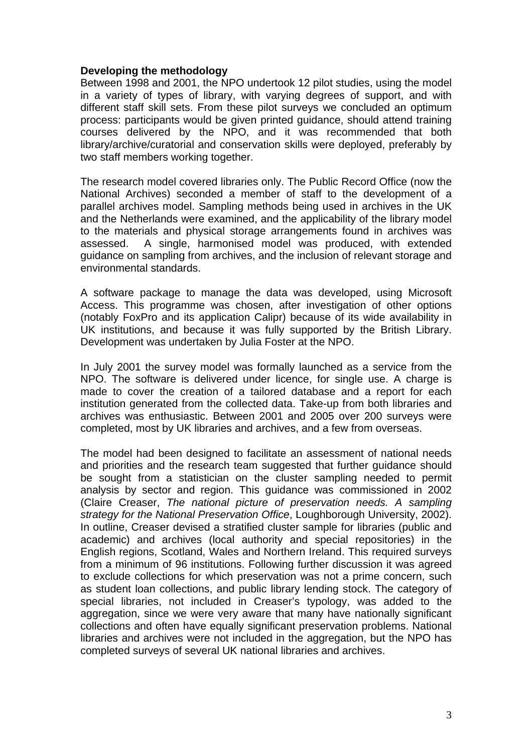**Developing the methodology**

Between 1998 and 2001, the NPO undertook 12 pilot studies, using the model in a variety of types of library, with varying degrees of support, and with different staff skill sets. From these pilot surveys we concluded an optimum process: participants would be given printed guidance, should attend training courses delivered by the NPO, and it was recommended that both library/archive/curatorial and conservation skills were deployed, preferably by two staff members working together.

The research model covered libraries only. The Public Record Office (now the National Archives) seconded a member of staff to the development of a parallel archives model. Sampling methods being used in archives in the UK and the Netherlands were examined, and the applicability of the library model to the materials and physical storage arrangements found in archives was assessed. A single, harmonised model was produced, with extended guidance on sampling from archives, and the inclusion of relevant storage and environmental standards.

A software package to manage the data was developed, using Microsoft Access. This programme was chosen, after investigation of other options (notably FoxPro and its application Calipr) because of its wide availability in UK institutions, and because it was fully supported by the British Library. Development was undertaken by Julia Foster at the NPO.

In July 2001 the survey model was formally launched as a service from the NPO. The software is delivered under licence, for single use. A charge is made to cover the creation of a tailored database and a report for each institution generated from the collected data. Take-up from both libraries and archives was enthusiastic. Between 2001 and 2005 over 200 surveys were completed, most by UK libraries and archives, and a few from overseas.

The model had been designed to facilitate an assessment of national needs and priorities and the research team suggested that further guidance should be sought from a statistician on the cluster sampling needed to permit analysis by sector and region. This guidance was commissioned in 2002 (Claire Creaser, *The national picture of preservation needs. A sampling strategy for the National Preservation Office*, Loughborough University, 2002). In outline, Creaser devised a stratified cluster sample for libraries (public and academic) and archives (local authority and special repositories) in the English regions, Scotland, Wales and Northern Ireland. This required surveys from a minimum of 96 institutions. Following further discussion it was agreed to exclude collections for which preservation was not a prime concern, such as student loan collections, and public library lending stock. The category of special libraries, not included in Creaser's typology, was added to the aggregation, since we were very aware that many have nationally significant collections and often have equally significant preservation problems. National libraries and archives were not included in the aggregation, but the NPO has completed surveys of several UK national libraries and archives.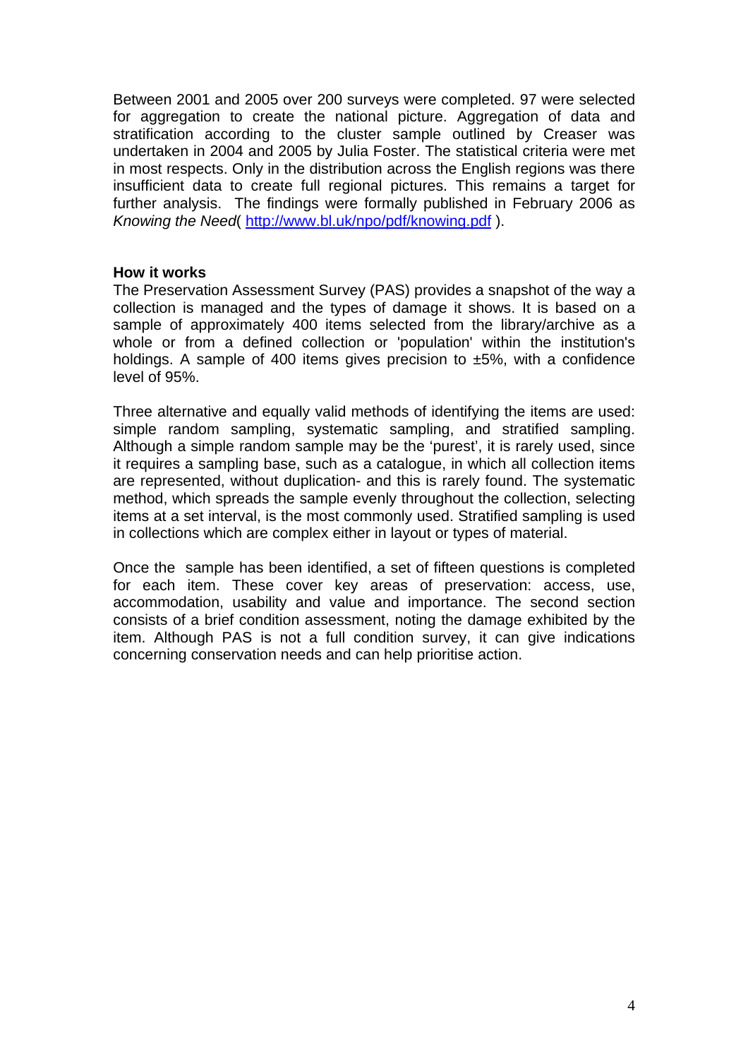Between 2001 and 2005 over 200 surveys were completed. 97 were selected for aggregation to create the national picture. Aggregation of data and stratification according to the cluster sample outlined by Creaser was undertaken in 2004 and 2005 by Julia Foster. The statistical criteria were met in most respects. Only in the distribution across the English regions was there insufficient data to create full regional pictures. This remains a target for further analysis. The findings were formally published in February 2006 as *Knowing the Need*( http://www.bl.uk/npo/pdf/knowing.pdf ).

**How it works**

The Preservation Assessment Survey (PAS) provides a snapshot of the way a collection is managed and the types of damage it shows. It is based on a sample of approximately 400 items selected from the library/archive as a whole or from a defined collection or 'population' within the institution's holdings. A sample of 400 items gives precision to ±5%, with a confidence level of 95%.

Three alternative and equally valid methods of identifying the items are used: simple random sampling, systematic sampling, and stratified sampling. Although a simple random sample may be the 'purest', it is rarely used, since it requires a sampling base, such as a catalogue, in which all collection items are represented, without duplication- and this is rarely found. The systematic method, which spreads the sample evenly throughout the collection, selecting items at a set interval, is the most commonly used. Stratified sampling is used in collections which are complex either in layout or types of material.

Once the sample has been identified, a set of fifteen questions is completed for each item. These cover key areas of preservation: access, use, accommodation, usability and value and importance. The second section consists of a brief condition assessment, noting the damage exhibited by the item. Although PAS is not a full condition survey, it can give indications concerning conservation needs and can help prioritise action.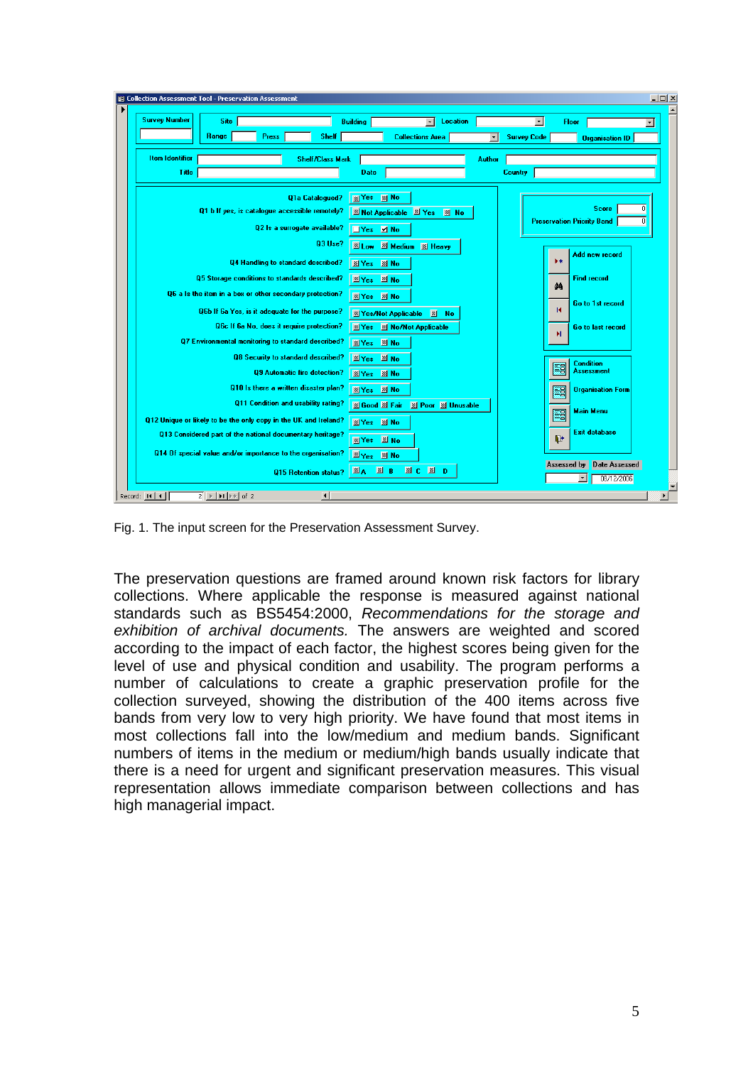Fig. 1. The input screen for the Preservation Assessment Survey.

The preservation questions are framed around known risk factors for library collections. Where applicable the response is measured against national standards such as BS5454:2000, *Recommendations for the storage and exhibition of archival documents.* The answers are weighted and scored according to the impact of each factor, the highest scores being given for the level of use and physical condition and usability. The program performs a number of calculations to create a graphic preservation profile for the collection surveyed, showing the distribution of the 400 items across five bands from very low to very high priority. We have found that most items in most collections fall into the low/medium and medium bands. Significant numbers of items in the medium or medium/high bands usually indicate that there is a need for urgent and significant preservation measures. This visual representation allows immediate comparison between collections and has high managerial impact.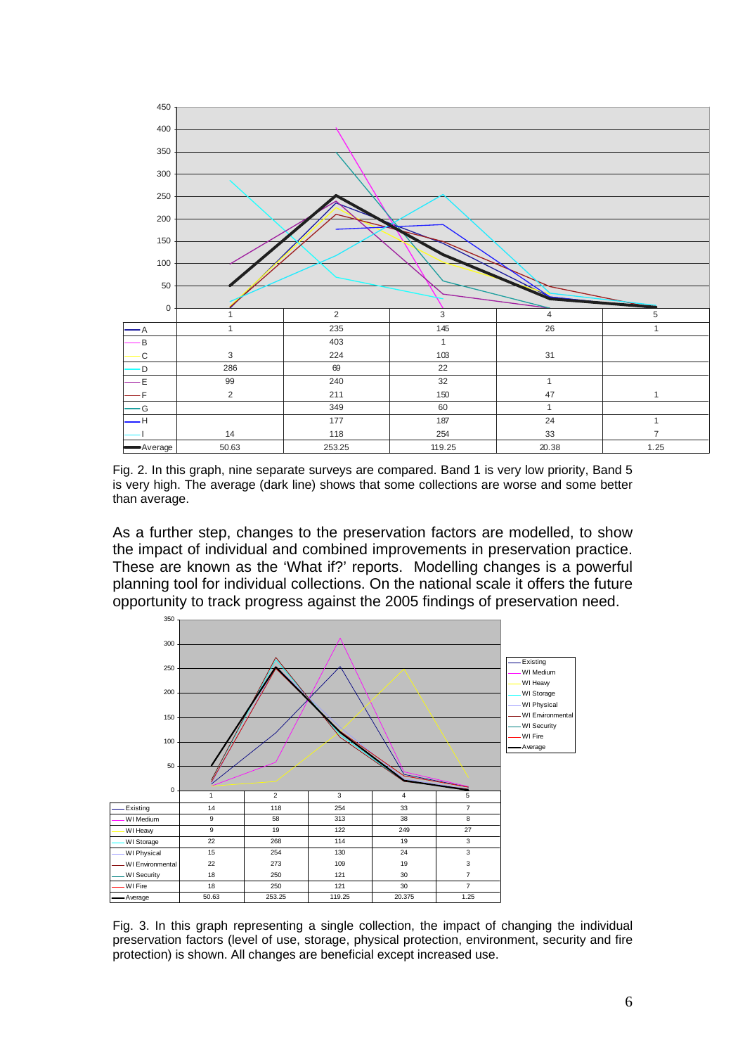| | 1 | 2 | 3 | 4 | 5 |
|---|---|---|---|---|---|
| A | 1 | 235 | 145 | 26 | 1 |
| B | | 403 | 1 | | |
| C | 3 | 224 | 103 | 31 | |
| D | 286 | 69 | 22 | | |
| E | 99 | 240 | 32 | 1 | |
| F | 2 | 211 | 150 | 47 | 1 |
| G | | 349 | 60 | 1 | |
| H | | 177 | 187 | 24 | 1 |
| I | 14 | 118 | 254 | 33 | 7 |
| Average | 50.63 | 253.25 | 119.25 | 20.38 | 1.25 |

Fig. 2. In this graph, nine separate surveys are compared. Band 1 is very low priority, Band 5 is very high. The average (dark line) shows that some collections are worse and some better than average.

As a further step, changes to the preservation factors are modelled, to show the impact of individual and combined improvements in preservation practice. These are known as the 'What if?' reports. Modelling changes is a powerful planning tool for individual collections. On the national scale it offers the future opportunity to track progress against the 2005 findings of preservation need.

| | 1 | 2 | 3 | 4 | 5 |
|---|---|---|---|---|---|
| Existing | 14 | 118 | 254 | 33 | 7 |
| WI Medium | 9 | 58 | 313 | 38 | 8 |
| WI Heavy | 9 | 19 | 122 | 249 | 27 |
| WI Storage | 22 | 268 | 114 | 19 | 3 |
| WI Physical | 15 | 254 | 130 | 24 | 3 |
| WI Environmental | 22 | 273 | 109 | 19 | 3 |
| WI Security | 18 | 250 | 121 | 30 | 7 |
| WI Fire | 18 | 250 | 121 | 30 | 7 |
| Average | 50.63 | 253.25 | 119.25 | 20.375 | 1.25 |

Fig. 3. In this graph representing a single collection, the impact of changing the individual preservation factors (level of use, storage, physical protection, environment, security and fire protection) is shown. All changes are beneficial except increased use.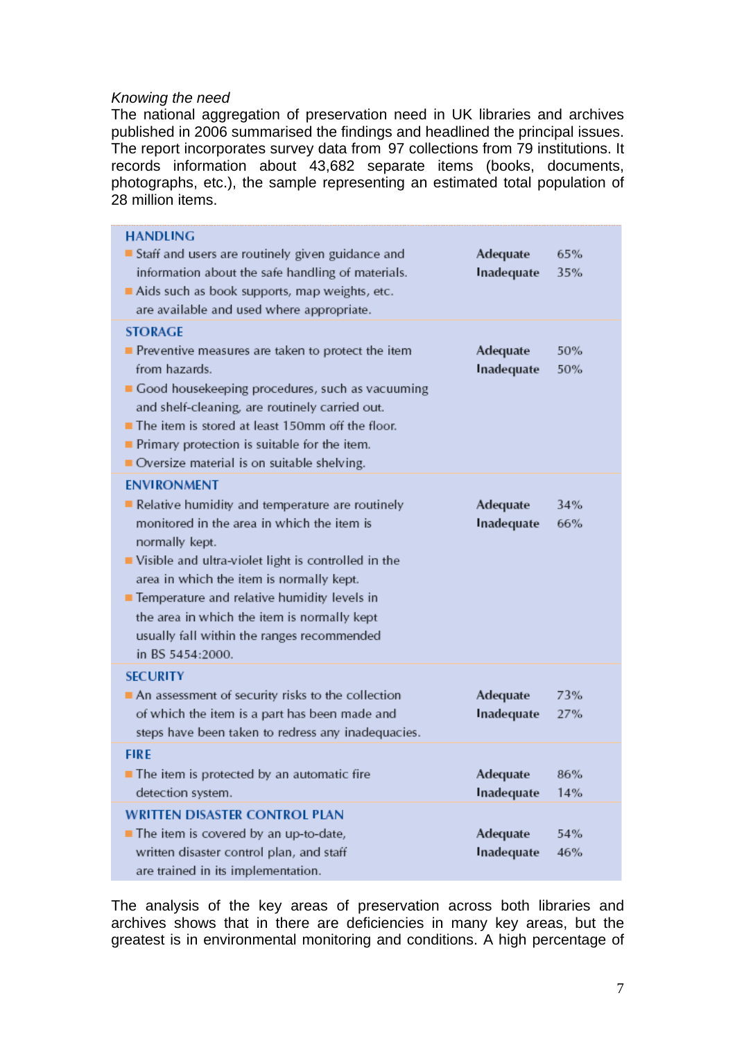*Knowing the need*

The national aggregation of preservation need in UK libraries and archives published in 2006 summarised the findings and headlined the principal issues. The report incorporates survey data from 97 collections from 79 institutions. It records information about 43,682 separate items (books, documents, photographs, etc.), the sample representing an estimated total population of 28 million items.

| Area | Criteria | Rating | % |
|---|---|---|---|
| **HANDLING** | • Staff and users are routinely given guidance and information about the safe handling of materials.<br>• Aids such as book supports, map weights, etc. are available and used where appropriate. | **Adequate**<br>**Inadequate** | 65%<br>35% |
| **STORAGE** | • Preventive measures are taken to protect the item from hazards.<br>• Good housekeeping procedures, such as vacuuming and shelf-cleaning, are routinely carried out.<br>• The item is stored at least 150mm off the floor.<br>• Primary protection is suitable for the item.<br>• Oversize material is on suitable shelving. | **Adequate**<br>**Inadequate** | 50%<br>50% |
| **ENVIRONMENT** | • Relative humidity and temperature are routinely monitored in the area in which the item is normally kept.<br>• Visible and ultra-violet light is controlled in the area in which the item is normally kept.<br>• Temperature and relative humidity levels in the area in which the item is normally kept usually fall within the ranges recommended in BS 5454:2000. | **Adequate**<br>**Inadequate** | 34%<br>66% |
| **SECURITY** | • An assessment of security risks to the collection of which the item is a part has been made and steps have been taken to redress any inadequacies. | **Adequate**<br>**Inadequate** | 73%<br>27% |
| **FIRE** | • The item is protected by an automatic fire detection system. | **Adequate**<br>**Inadequate** | 86%<br>14% |
| **WRITTEN DISASTER CONTROL PLAN** | • The item is covered by an up-to-date, written disaster control plan, and staff are trained in its implementation. | **Adequate**<br>**Inadequate** | 54%<br>46% |

The analysis of the key areas of preservation across both libraries and archives shows that in there are deficiencies in many key areas, but the greatest is in environmental monitoring and conditions. A high percentage of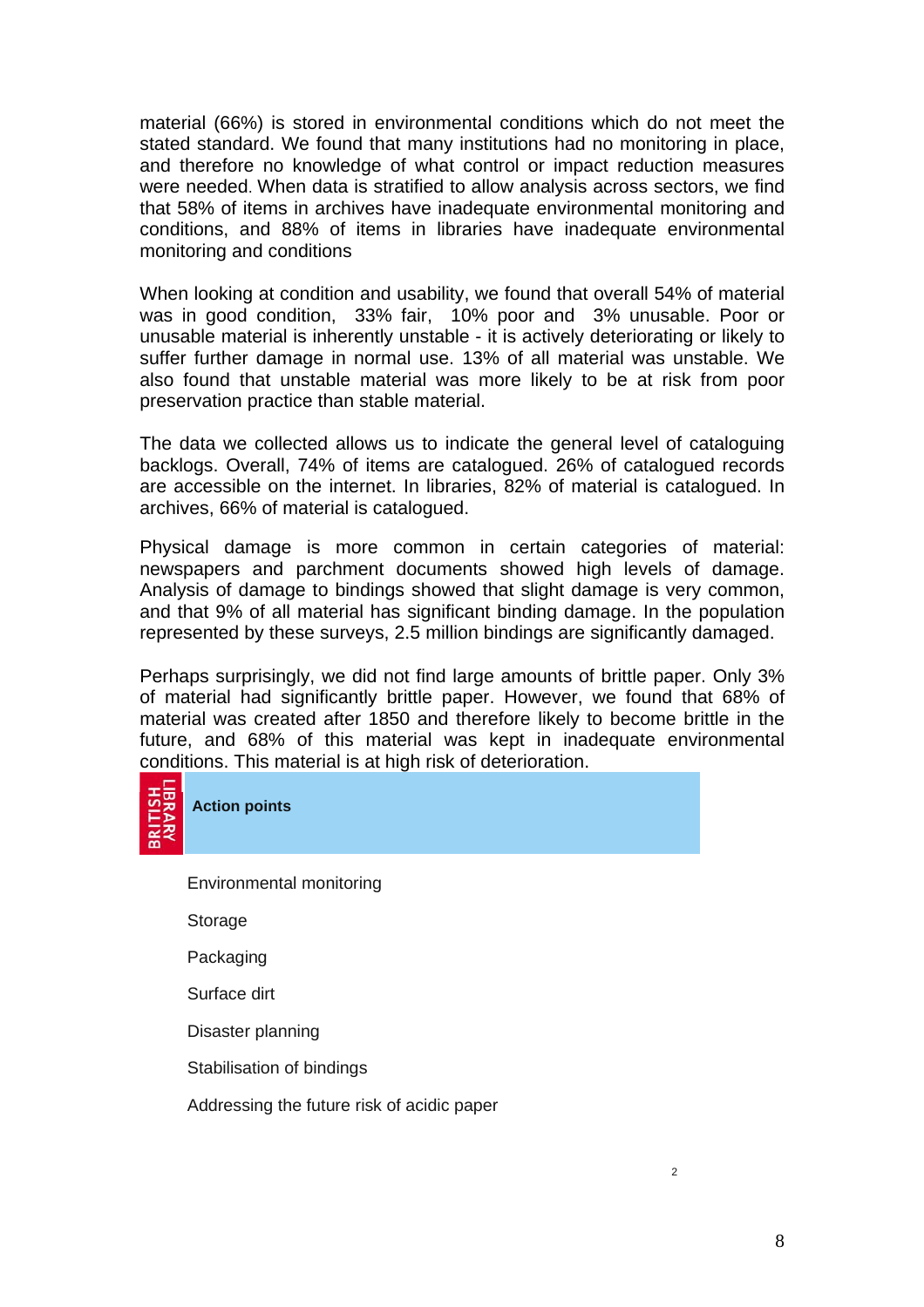material (66%) is stored in environmental conditions which do not meet the stated standard. We found that many institutions had no monitoring in place, and therefore no knowledge of what control or impact reduction measures were needed. When data is stratified to allow analysis across sectors, we find that 58% of items in archives have inadequate environmental monitoring and conditions, and 88% of items in libraries have inadequate environmental monitoring and conditions

When looking at condition and usability, we found that overall 54% of material was in good condition, 33% fair, 10% poor and 3% unusable. Poor or unusable material is inherently unstable - it is actively deteriorating or likely to suffer further damage in normal use. 13% of all material was unstable. We also found that unstable material was more likely to be at risk from poor preservation practice than stable material.

The data we collected allows us to indicate the general level of cataloguing backlogs. Overall, 74% of items are catalogued. 26% of catalogued records are accessible on the internet. In libraries, 82% of material is catalogued. In archives, 66% of material is catalogued.

Physical damage is more common in certain categories of material: newspapers and parchment documents showed high levels of damage. Analysis of damage to bindings showed that slight damage is very common, and that 9% of all material has significant binding damage. In the population represented by these surveys, 2.5 million bindings are significantly damaged.

Perhaps surprisingly, we did not find large amounts of brittle paper. Only 3% of material had significantly brittle paper. However, we found that 68% of material was created after 1850 and therefore likely to become brittle in the future, and 68% of this material was kept in inadequate environmental conditions. This material is at high risk of deterioration.

**Action points**

- Environmental monitoring
- Storage
- Packaging
- Surface dirt
- Disaster planning
- Stabilisation of bindings
- Addressing the future risk of acidic paper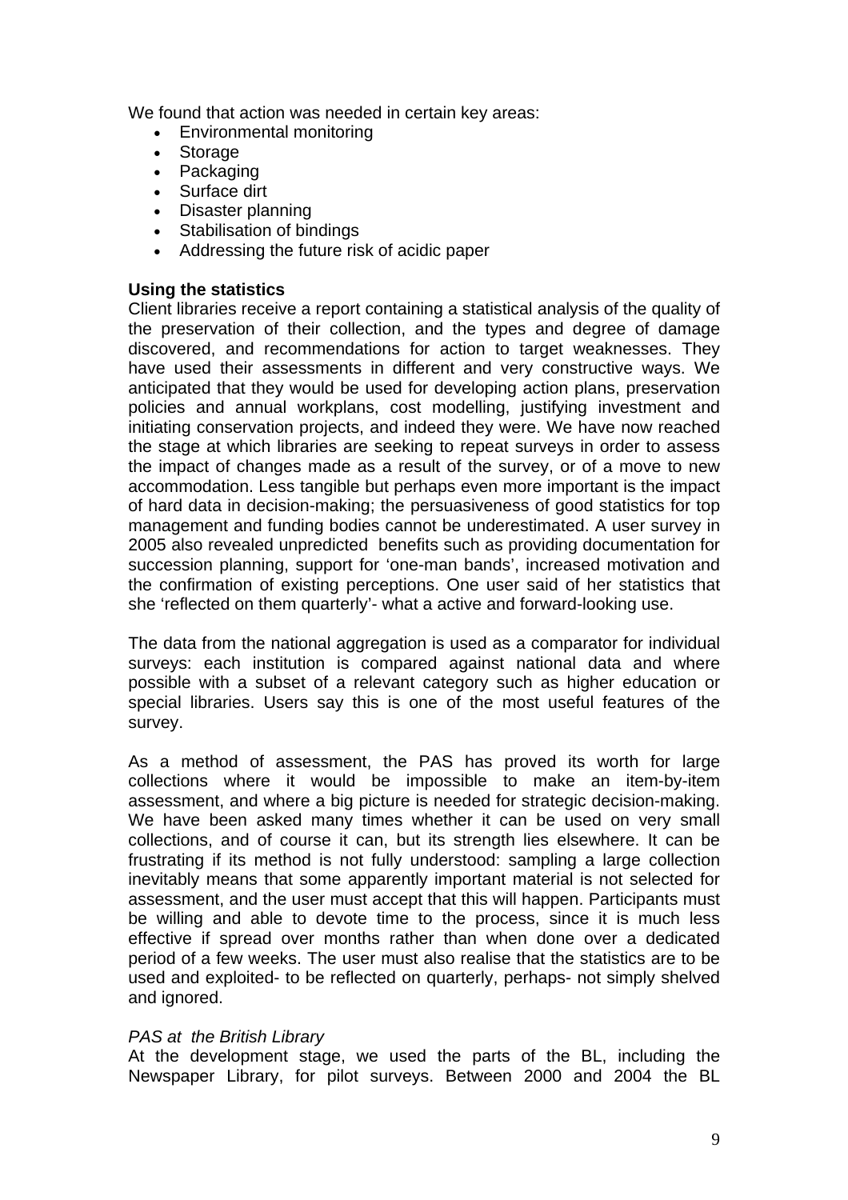We found that action was needed in certain key areas:

- Environmental monitoring
- Storage
- Packaging
- Surface dirt
- Disaster planning
- Stabilisation of bindings
- Addressing the future risk of acidic paper

**Using the statistics**

Client libraries receive a report containing a statistical analysis of the quality of the preservation of their collection, and the types and degree of damage discovered, and recommendations for action to target weaknesses. They have used their assessments in different and very constructive ways. We anticipated that they would be used for developing action plans, preservation policies and annual workplans, cost modelling, justifying investment and initiating conservation projects, and indeed they were. We have now reached the stage at which libraries are seeking to repeat surveys in order to assess the impact of changes made as a result of the survey, or of a move to new accommodation. Less tangible but perhaps even more important is the impact of hard data in decision-making; the persuasiveness of good statistics for top management and funding bodies cannot be underestimated. A user survey in 2005 also revealed unpredicted benefits such as providing documentation for succession planning, support for 'one-man bands', increased motivation and the confirmation of existing perceptions. One user said of her statistics that she 'reflected on them quarterly'- what a active and forward-looking use.

The data from the national aggregation is used as a comparator for individual surveys: each institution is compared against national data and where possible with a subset of a relevant category such as higher education or special libraries. Users say this is one of the most useful features of the survey.

As a method of assessment, the PAS has proved its worth for large collections where it would be impossible to make an item-by-item assessment, and where a big picture is needed for strategic decision-making. We have been asked many times whether it can be used on very small collections, and of course it can, but its strength lies elsewhere. It can be frustrating if its method is not fully understood: sampling a large collection inevitably means that some apparently important material is not selected for assessment, and the user must accept that this will happen. Participants must be willing and able to devote time to the process, since it is much less effective if spread over months rather than when done over a dedicated period of a few weeks. The user must also realise that the statistics are to be used and exploited- to be reflected on quarterly, perhaps- not simply shelved and ignored.

*PAS at the British Library*

At the development stage, we used the parts of the BL, including the Newspaper Library, for pilot surveys. Between 2000 and 2004 the BL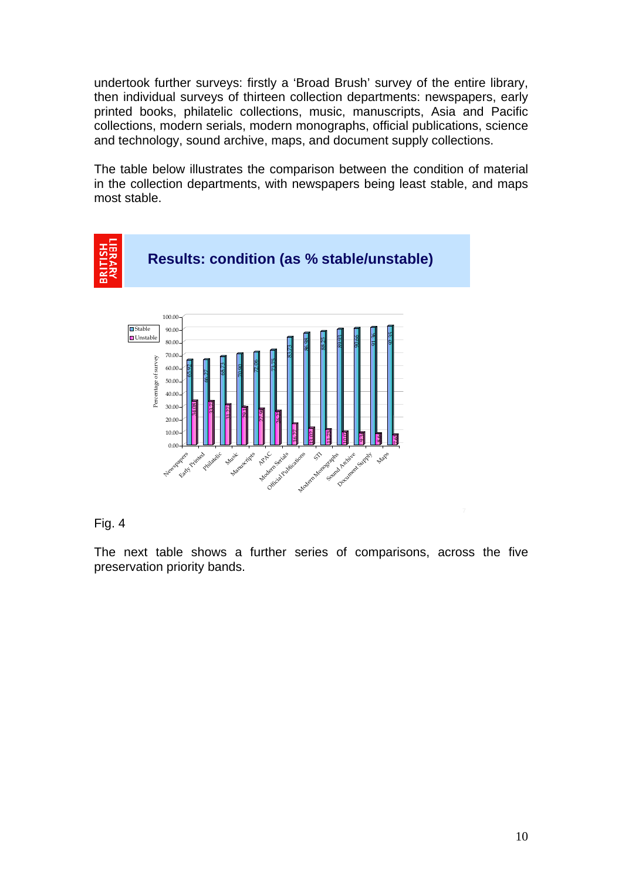undertook further surveys: firstly a ‘Broad Brush’ survey of the entire library, then individual surveys of thirteen collection departments: newspapers, early printed books, philatelic collections, music, manuscripts, Asia and Pacific collections, modern serials, modern monographs, official publications, science and technology, sound archive, maps, and document supply collections.

The table below illustrates the comparison between the condition of material in the collection departments, with newspapers being least stable, and maps most stable.

**Results: condition (as % stable/unstable)**

| Department | Stable | Unstable |
|---|---|---|
| Newspapers | 65.92 | 34.08 |
| Early Printed | 66.27 | 33.73 |
| Philatelic | 68.73 | 31.27 |
| Music | 70.90 | 29.10 |
| Manuscripts | 72.06 | 27.94 |
| APAC | 73.75 | 26.25 |
| Modern Serials | 83.73 | 16.27 |
| Official Publications | 86.98 | 13.02 |
| STI | 88.25 | 11.75 |
| Modern Monographs | 89.93 | 10.07 |
| Sound Archive | 90.66 | 9.34 |
| Document Supply | 91.36 | 8.64 |
| Maps | 92.35 | 7.65 |

Fig. 4

The next table shows a further series of comparisons, across the five preservation priority bands.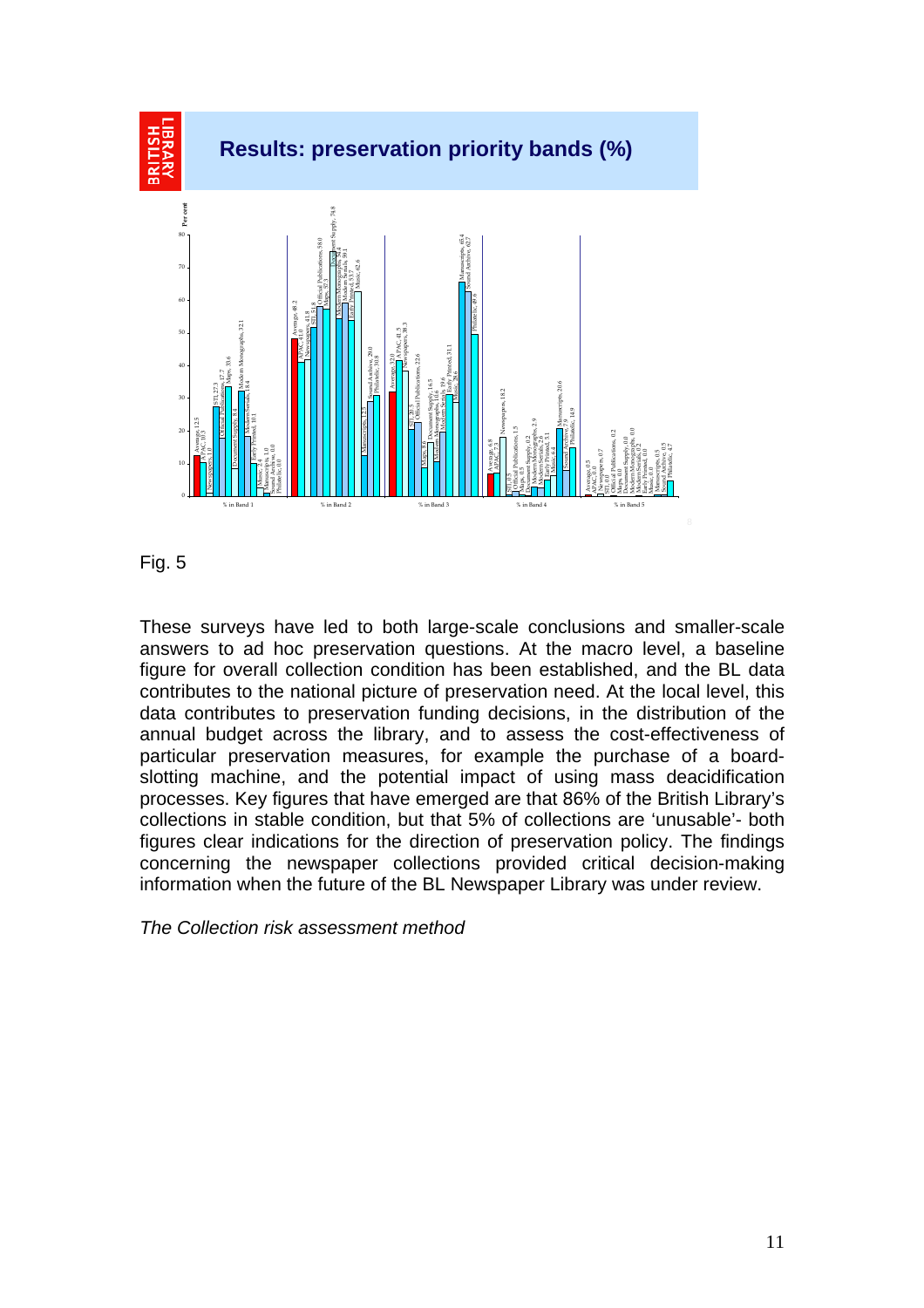Fig. 5

These surveys have led to both large-scale conclusions and smaller-scale answers to ad hoc preservation questions. At the macro level, a baseline figure for overall collection condition has been established, and the BL data contributes to the national picture of preservation need. At the local level, this data contributes to preservation funding decisions, in the distribution of the annual budget across the library, and to assess the cost-effectiveness of particular preservation measures, for example the purchase of a board-slotting machine, and the potential impact of using mass deacidification processes. Key figures that have emerged are that 86% of the British Library's collections in stable condition, but that 5% of collections are 'unusable'- both figures clear indications for the direction of preservation policy. The findings concerning the newspaper collections provided critical decision-making information when the future of the BL Newspaper Library was under review.

*The Collection risk assessment method*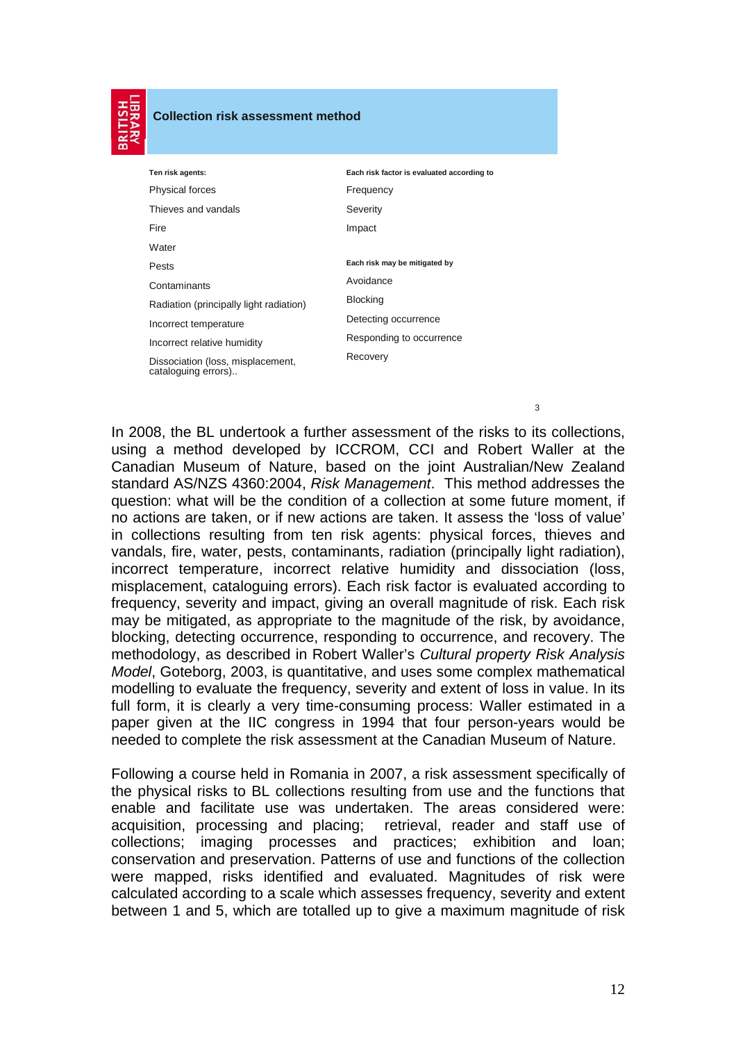**Collection risk assessment method**

| Ten risk agents: | Each risk factor is evaluated according to |
|---|---|
| Physical forces | Frequency |
| Thieves and vandals | Severity |
| Fire | Impact |
| Water | |
| Pests | **Each risk may be mitigated by** |
| Contaminants | Avoidance |
| Radiation (principally light radiation) | Blocking |
| Incorrect temperature | Detecting occurrence |
| Incorrect relative humidity | Responding to occurrence |
| Dissociation (loss, misplacement, cataloguing errors).. | Recovery |

In 2008, the BL undertook a further assessment of the risks to its collections, using a method developed by ICCROM, CCI and Robert Waller at the Canadian Museum of Nature, based on the joint Australian/New Zealand standard AS/NZS 4360:2004, *Risk Management*. This method addresses the question: what will be the condition of a collection at some future moment, if no actions are taken, or if new actions are taken. It assess the 'loss of value' in collections resulting from ten risk agents: physical forces, thieves and vandals, fire, water, pests, contaminants, radiation (principally light radiation), incorrect temperature, incorrect relative humidity and dissociation (loss, misplacement, cataloguing errors). Each risk factor is evaluated according to frequency, severity and impact, giving an overall magnitude of risk. Each risk may be mitigated, as appropriate to the magnitude of the risk, by avoidance, blocking, detecting occurrence, responding to occurrence, and recovery. The methodology, as described in Robert Waller's *Cultural property Risk Analysis Model*, Goteborg, 2003, is quantitative, and uses some complex mathematical modelling to evaluate the frequency, severity and extent of loss in value. In its full form, it is clearly a very time-consuming process: Waller estimated in a paper given at the IIC congress in 1994 that four person-years would be needed to complete the risk assessment at the Canadian Museum of Nature.

Following a course held in Romania in 2007, a risk assessment specifically of the physical risks to BL collections resulting from use and the functions that enable and facilitate use was undertaken. The areas considered were: acquisition, processing and placing; retrieval, reader and staff use of collections; imaging processes and practices; exhibition and loan; conservation and preservation. Patterns of use and functions of the collection were mapped, risks identified and evaluated. Magnitudes of risk were calculated according to a scale which assesses frequency, severity and extent between 1 and 5, which are totalled up to give a maximum magnitude of risk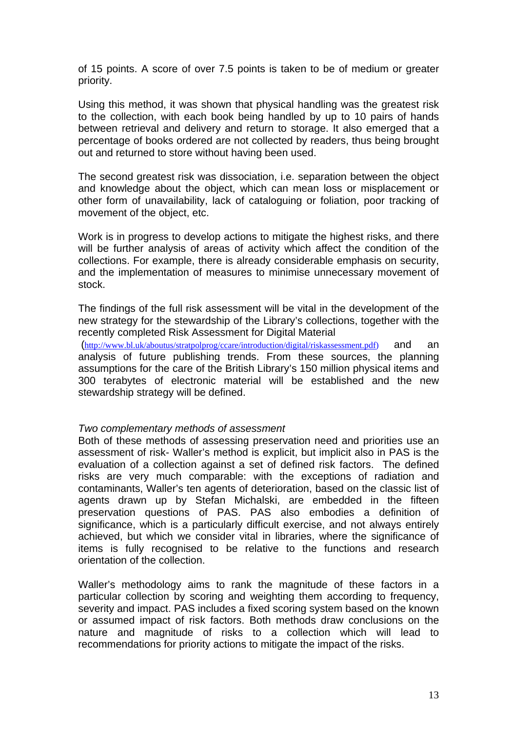of 15 points. A score of over 7.5 points is taken to be of medium or greater priority.

Using this method, it was shown that physical handling was the greatest risk to the collection, with each book being handled by up to 10 pairs of hands between retrieval and delivery and return to storage. It also emerged that a percentage of books ordered are not collected by readers, thus being brought out and returned to store without having been used.

The second greatest risk was dissociation, i.e. separation between the object and knowledge about the object, which can mean loss or misplacement or other form of unavailability, lack of cataloguing or foliation, poor tracking of movement of the object, etc.

Work is in progress to develop actions to mitigate the highest risks, and there will be further analysis of areas of activity which affect the condition of the collections. For example, there is already considerable emphasis on security, and the implementation of measures to minimise unnecessary movement of stock.

The findings of the full risk assessment will be vital in the development of the new strategy for the stewardship of the Library's collections, together with the recently completed Risk Assessment for Digital Material (http://www.bl.uk/aboutus/stratpolprog/ccare/introduction/digital/riskassessment.pdf) and an analysis of future publishing trends. From these sources, the planning assumptions for the care of the British Library's 150 million physical items and 300 terabytes of electronic material will be established and the new stewardship strategy will be defined.

*Two complementary methods of assessment*

Both of these methods of assessing preservation need and priorities use an assessment of risk- Waller's method is explicit, but implicit also in PAS is the evaluation of a collection against a set of defined risk factors. The defined risks are very much comparable: with the exceptions of radiation and contaminants, Waller's ten agents of deterioration, based on the classic list of agents drawn up by Stefan Michalski, are embedded in the fifteen preservation questions of PAS. PAS also embodies a definition of significance, which is a particularly difficult exercise, and not always entirely achieved, but which we consider vital in libraries, where the significance of items is fully recognised to be relative to the functions and research orientation of the collection.

Waller's methodology aims to rank the magnitude of these factors in a particular collection by scoring and weighting them according to frequency, severity and impact. PAS includes a fixed scoring system based on the known or assumed impact of risk factors. Both methods draw conclusions on the nature and magnitude of risks to a collection which will lead to recommendations for priority actions to mitigate the impact of the risks.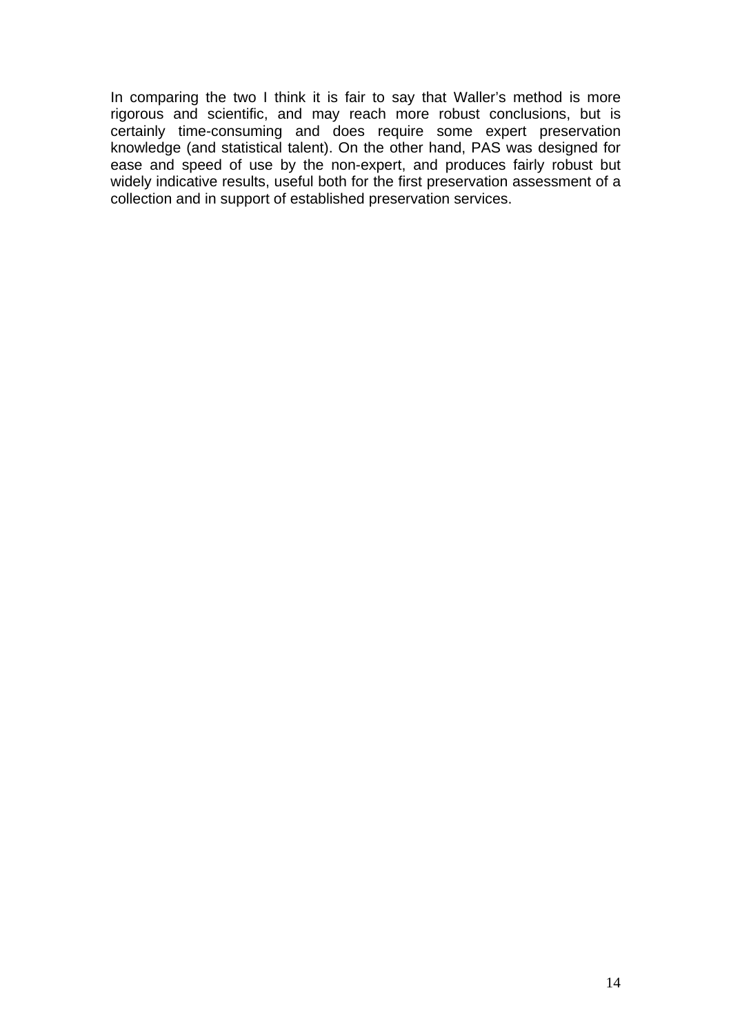In comparing the two I think it is fair to say that Waller's method is more rigorous and scientific, and may reach more robust conclusions, but is certainly time-consuming and does require some expert preservation knowledge (and statistical talent). On the other hand, PAS was designed for ease and speed of use by the non-expert, and produces fairly robust but widely indicative results, useful both for the first preservation assessment of a collection and in support of established preservation services.